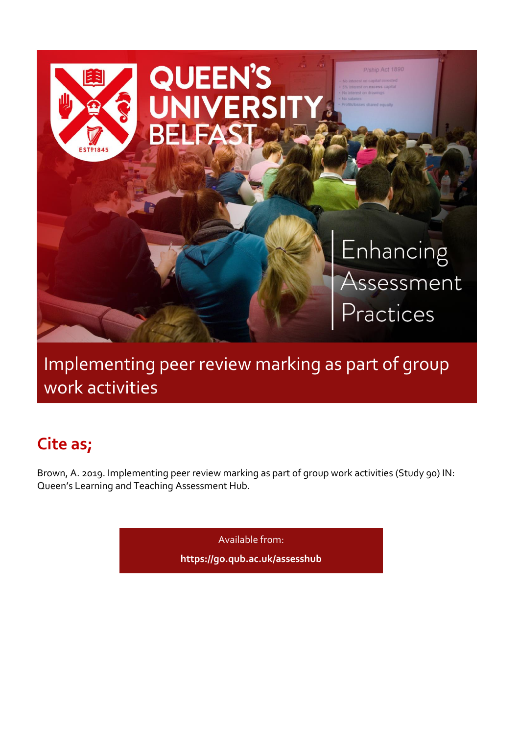# Implementing peer review marking as part of group work activities

## Cite as;

Brown, A. 2019. Implementing peer review marking as part of group work activities (Study 90) IN: Queen's Learning and Teaching Assessment Hub.

Available from:

**https://go.qub.ac.uk/assesshub**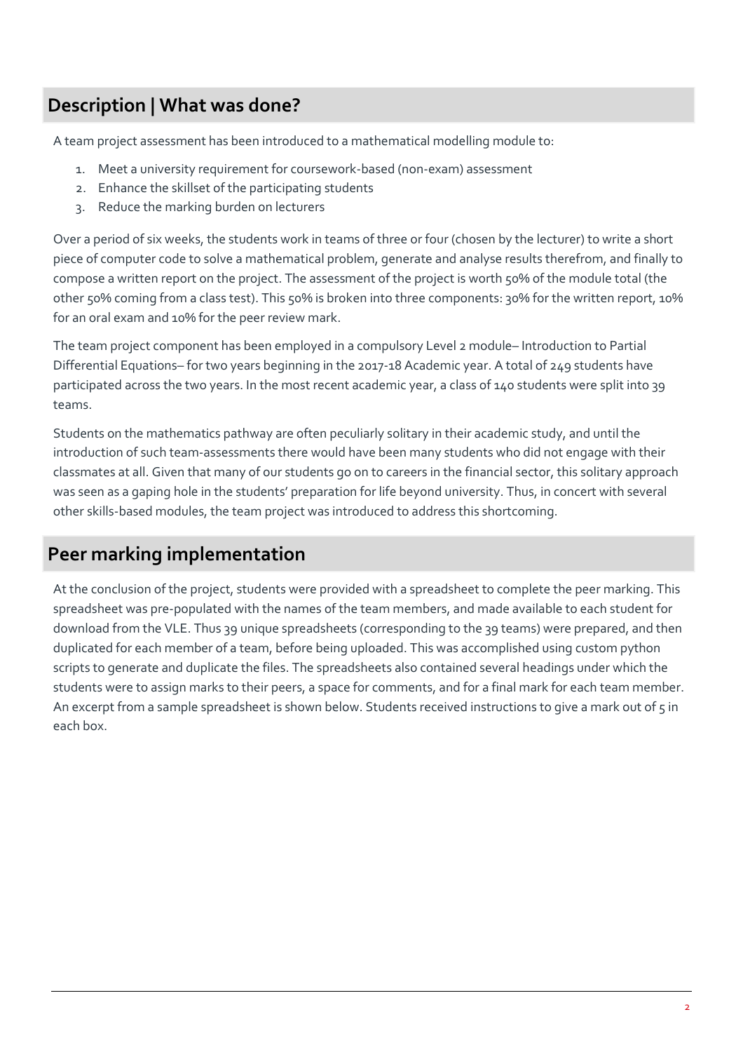## Description | What was done?

A team project assessment has been introduced to a mathematical modelling module to:

1. Meet a university requirement for coursework-based (non-exam) assessment
2. Enhance the skillset of the participating students
3. Reduce the marking burden on lecturers

Over a period of six weeks, the students work in teams of three or four (chosen by the lecturer) to write a short piece of computer code to solve a mathematical problem, generate and analyse results therefrom, and finally to compose a written report on the project. The assessment of the project is worth 50% of the module total (the other 50% coming from a class test). This 50% is broken into three components: 30% for the written report, 10% for an oral exam and 10% for the peer review mark.

The team project component has been employed in a compulsory Level 2 module– Introduction to Partial Differential Equations– for two years beginning in the 2017-18 Academic year. A total of 249 students have participated across the two years. In the most recent academic year, a class of 140 students were split into 39 teams.

Students on the mathematics pathway are often peculiarly solitary in their academic study, and until the introduction of such team-assessments there would have been many students who did not engage with their classmates at all. Given that many of our students go on to careers in the financial sector, this solitary approach was seen as a gaping hole in the students' preparation for life beyond university. Thus, in concert with several other skills-based modules, the team project was introduced to address this shortcoming.

## Peer marking implementation

At the conclusion of the project, students were provided with a spreadsheet to complete the peer marking. This spreadsheet was pre-populated with the names of the team members, and made available to each student for download from the VLE. Thus 39 unique spreadsheets (corresponding to the 39 teams) were prepared, and then duplicated for each member of a team, before being uploaded. This was accomplished using custom python scripts to generate and duplicate the files. The spreadsheets also contained several headings under which the students were to assign marks to their peers, a space for comments, and for a final mark for each team member. An excerpt from a sample spreadsheet is shown below. Students received instructions to give a mark out of 5 in each box.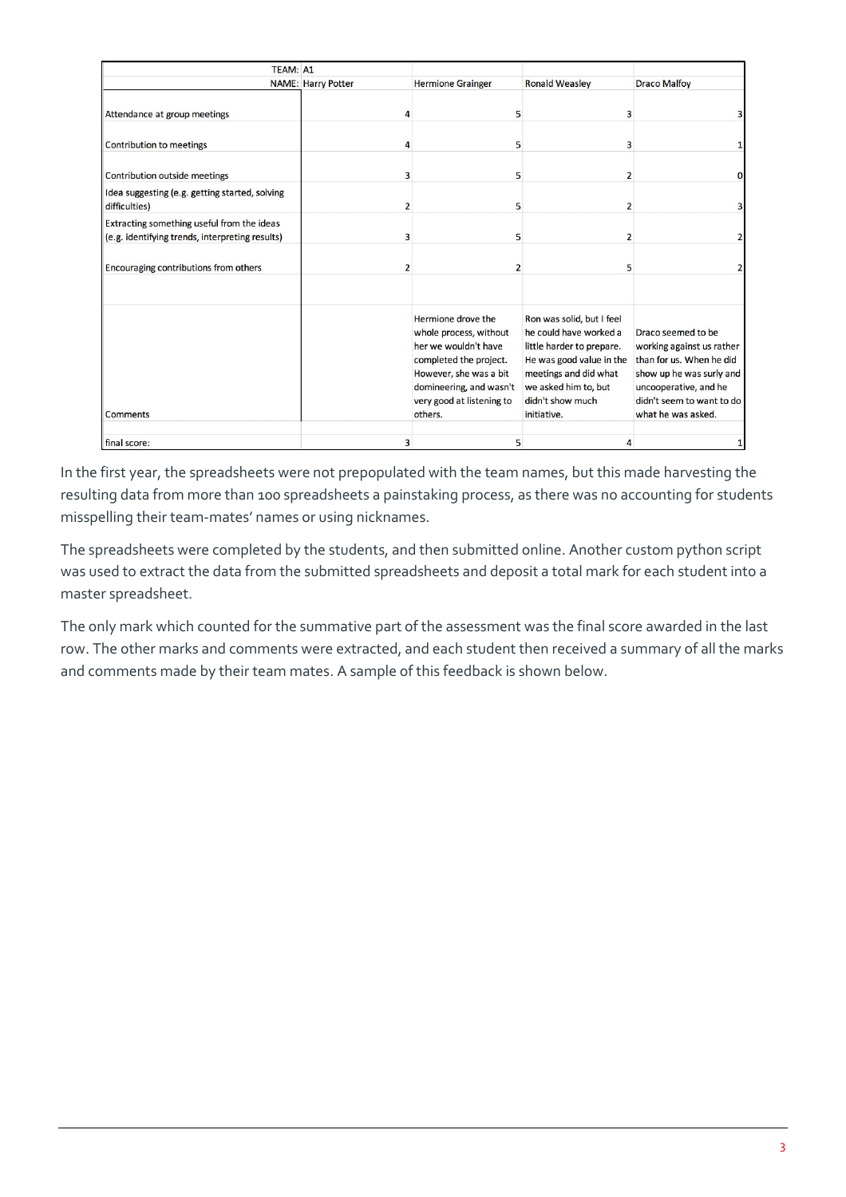| TEAM: | A1 | | | |
|---|---|---|---|---|
| NAME: | Harry Potter | Hermione Grainger | Ronald Weasley | Draco Malfoy |
| Attendance at group meetings | 4 | 5 | 3 | 3 |
| Contribution to meetings | 4 | 5 | 3 | 1 |
| Contribution outside meetings | 3 | 5 | 2 | 0 |
| Idea suggesting (e.g. getting started, solving difficulties) | 2 | 5 | 2 | 3 |
| Extracting something useful from the ideas (e.g. identifying trends, interpreting results) | 3 | 5 | 2 | 2 |
| Encouraging contributions from others | 2 | 2 | 5 | 2 |
| Comments | | Hermione drove the whole process, without her we wouldn't have completed the project. However, she was a bit domineering, and wasn't very good at listening to others. | Ron was solid, but I feel he could have worked a little harder to prepare. He was good value in the meetings and did what we asked him to, but didn't show much initiative. | Draco seemed to be working against us rather than for us. When he did show up he was surly and uncooperative, and he didn't seem to want to do what he was asked. |
| final score: | 3 | 5 | 4 | 1 |

In the first year, the spreadsheets were not prepopulated with the team names, but this made harvesting the resulting data from more than 100 spreadsheets a painstaking process, as there was no accounting for students misspelling their team-mates' names or using nicknames.

The spreadsheets were completed by the students, and then submitted online. Another custom python script was used to extract the data from the submitted spreadsheets and deposit a total mark for each student into a master spreadsheet.

The only mark which counted for the summative part of the assessment was the final score awarded in the last row. The other marks and comments were extracted, and each student then received a summary of all the marks and comments made by their team mates. A sample of this feedback is shown below.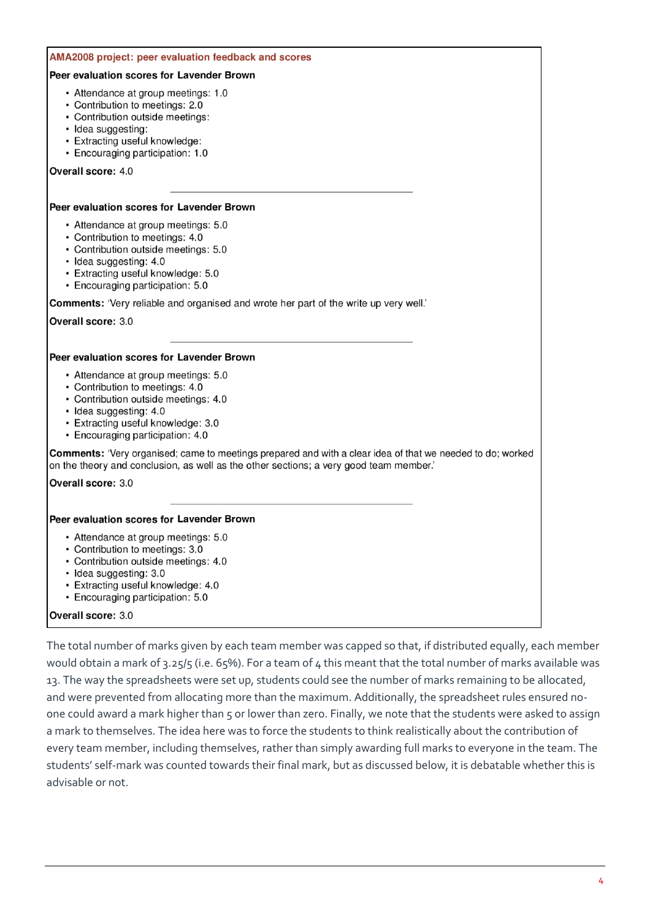**AMA2008 project: peer evaluation feedback and scores**

**Peer evaluation scores for Lavender Brown**

- Attendance at group meetings: 1.0
- Contribution to meetings: 2.0
- Contribution outside meetings:
- Idea suggesting:
- Extracting useful knowledge:
- Encouraging participation: 1.0

**Overall score:** 4.0

---

**Peer evaluation scores for Lavender Brown**

- Attendance at group meetings: 5.0
- Contribution to meetings: 4.0
- Contribution outside meetings: 5.0
- Idea suggesting: 4.0
- Extracting useful knowledge: 5.0
- Encouraging participation: 5.0

**Comments:** 'Very reliable and organised and wrote her part of the write up very well.'

**Overall score:** 3.0

---

**Peer evaluation scores for Lavender Brown**

- Attendance at group meetings: 5.0
- Contribution to meetings: 4.0
- Contribution outside meetings: 4.0
- Idea suggesting: 4.0
- Extracting useful knowledge: 3.0
- Encouraging participation: 4.0

**Comments:** 'Very organised; came to meetings prepared and with a clear idea of that we needed to do; worked on the theory and conclusion, as well as the other sections; a very good team member.'

**Overall score:** 3.0

---

**Peer evaluation scores for Lavender Brown**

- Attendance at group meetings: 5.0
- Contribution to meetings: 3.0
- Contribution outside meetings: 4.0
- Idea suggesting: 3.0
- Extracting useful knowledge: 4.0
- Encouraging participation: 5.0

**Overall score:** 3.0

The total number of marks given by each team member was capped so that, if distributed equally, each member would obtain a mark of 3.25/5 (i.e. 65%). For a team of 4 this meant that the total number of marks available was 13. The way the spreadsheets were set up, students could see the number of marks remaining to be allocated, and were prevented from allocating more than the maximum. Additionally, the spreadsheet rules ensured no-one could award a mark higher than 5 or lower than zero. Finally, we note that the students were asked to assign a mark to themselves. The idea here was to force the students to think realistically about the contribution of every team member, including themselves, rather than simply awarding full marks to everyone in the team. The students' self-mark was counted towards their final mark, but as discussed below, it is debatable whether this is advisable or not.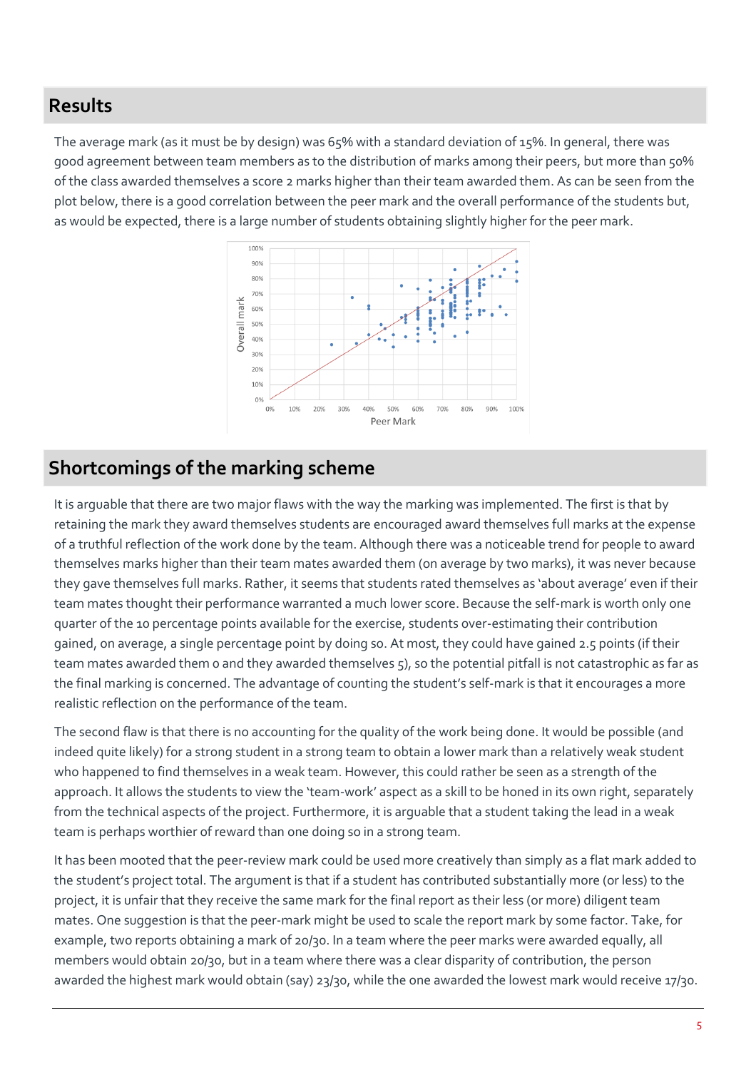## Results

The average mark (as it must be by design) was 65% with a standard deviation of 15%. In general, there was good agreement between team members as to the distribution of marks among their peers, but more than 50% of the class awarded themselves a score 2 marks higher than their team awarded them. As can be seen from the plot below, there is a good correlation between the peer mark and the overall performance of the students but, as would be expected, there is a large number of students obtaining slightly higher for the peer mark.

100%
90%
80%
70%
60%
50%
40%
30%
20%
10%
0%
Overall mark
0% 10% 20% 30% 40% 50% 60% 70% 80% 90% 100%
Peer Mark

## Shortcomings of the marking scheme

It is arguable that there are two major flaws with the way the marking was implemented. The first is that by retaining the mark they award themselves students are encouraged award themselves full marks at the expense of a truthful reflection of the work done by the team. Although there was a noticeable trend for people to award themselves marks higher than their team mates awarded them (on average by two marks), it was never because they gave themselves full marks. Rather, it seems that students rated themselves as 'about average' even if their team mates thought their performance warranted a much lower score. Because the self-mark is worth only one quarter of the 10 percentage points available for the exercise, students over-estimating their contribution gained, on average, a single percentage point by doing so. At most, they could have gained 2.5 points (if their team mates awarded them 0 and they awarded themselves 5), so the potential pitfall is not catastrophic as far as the final marking is concerned. The advantage of counting the student's self-mark is that it encourages a more realistic reflection on the performance of the team.

The second flaw is that there is no accounting for the quality of the work being done. It would be possible (and indeed quite likely) for a strong student in a strong team to obtain a lower mark than a relatively weak student who happened to find themselves in a weak team. However, this could rather be seen as a strength of the approach. It allows the students to view the 'team-work' aspect as a skill to be honed in its own right, separately from the technical aspects of the project. Furthermore, it is arguable that a student taking the lead in a weak team is perhaps worthier of reward than one doing so in a strong team.

It has been mooted that the peer-review mark could be used more creatively than simply as a flat mark added to the student's project total. The argument is that if a student has contributed substantially more (or less) to the project, it is unfair that they receive the same mark for the final report as their less (or more) diligent team mates. One suggestion is that the peer-mark might be used to scale the report mark by some factor. Take, for example, two reports obtaining a mark of 20/30. In a team where the peer marks were awarded equally, all members would obtain 20/30, but in a team where there was a clear disparity of contribution, the person awarded the highest mark would obtain (say) 23/30, while the one awarded the lowest mark would receive 17/30.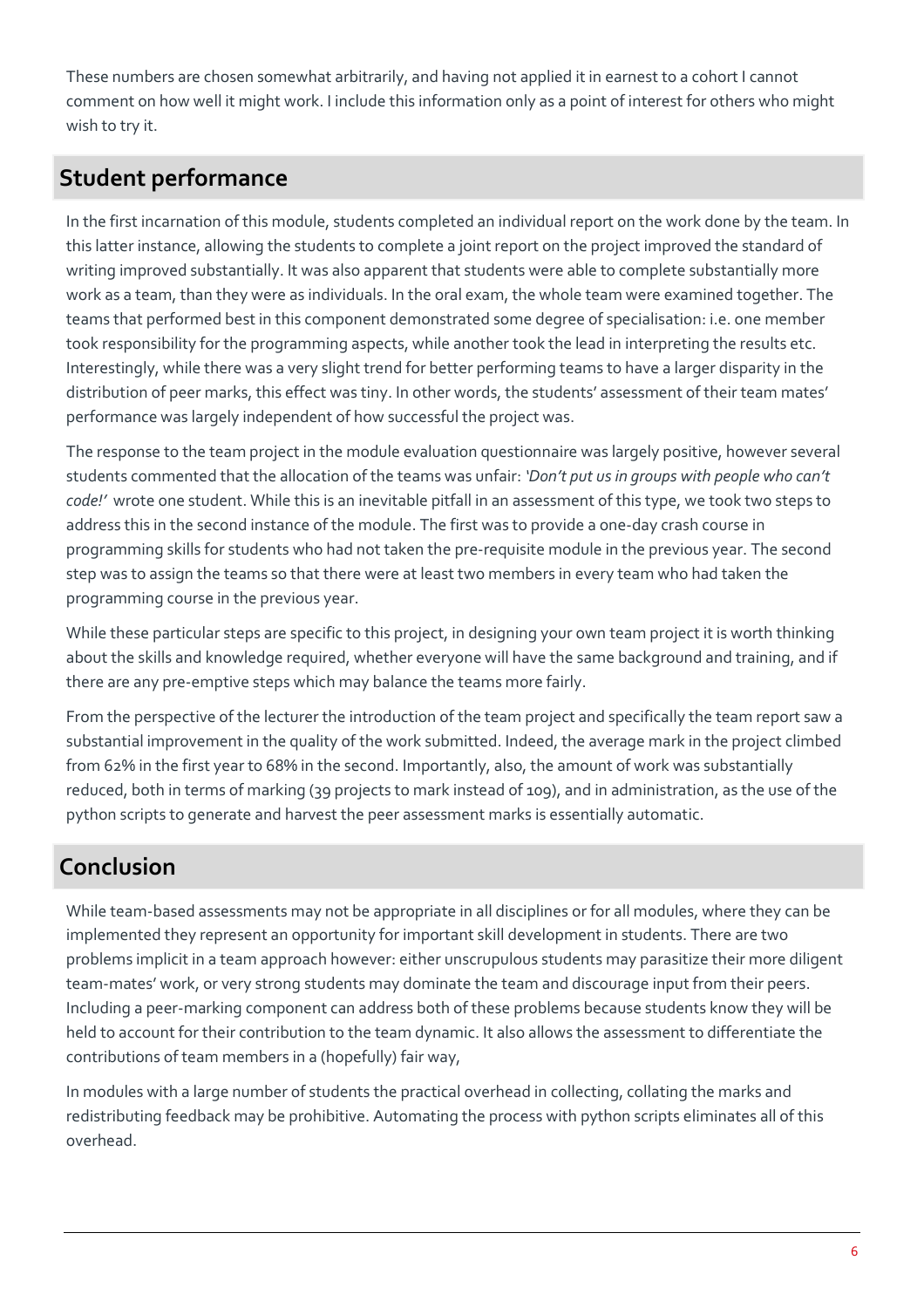These numbers are chosen somewhat arbitrarily, and having not applied it in earnest to a cohort I cannot comment on how well it might work. I include this information only as a point of interest for others who might wish to try it.

## Student performance

In the first incarnation of this module, students completed an individual report on the work done by the team. In this latter instance, allowing the students to complete a joint report on the project improved the standard of writing improved substantially. It was also apparent that students were able to complete substantially more work as a team, than they were as individuals. In the oral exam, the whole team were examined together. The teams that performed best in this component demonstrated some degree of specialisation: i.e. one member took responsibility for the programming aspects, while another took the lead in interpreting the results etc. Interestingly, while there was a very slight trend for better performing teams to have a larger disparity in the distribution of peer marks, this effect was tiny. In other words, the students' assessment of their team mates' performance was largely independent of how successful the project was.

The response to the team project in the module evaluation questionnaire was largely positive, however several students commented that the allocation of the teams was unfair: *'Don't put us in groups with people who can't code!'* wrote one student. While this is an inevitable pitfall in an assessment of this type, we took two steps to address this in the second instance of the module. The first was to provide a one-day crash course in programming skills for students who had not taken the pre-requisite module in the previous year. The second step was to assign the teams so that there were at least two members in every team who had taken the programming course in the previous year.

While these particular steps are specific to this project, in designing your own team project it is worth thinking about the skills and knowledge required, whether everyone will have the same background and training, and if there are any pre-emptive steps which may balance the teams more fairly.

From the perspective of the lecturer the introduction of the team project and specifically the team report saw a substantial improvement in the quality of the work submitted. Indeed, the average mark in the project climbed from 62% in the first year to 68% in the second. Importantly, also, the amount of work was substantially reduced, both in terms of marking (39 projects to mark instead of 109), and in administration, as the use of the python scripts to generate and harvest the peer assessment marks is essentially automatic.

## Conclusion

While team-based assessments may not be appropriate in all disciplines or for all modules, where they can be implemented they represent an opportunity for important skill development in students. There are two problems implicit in a team approach however: either unscrupulous students may parasitize their more diligent team-mates' work, or very strong students may dominate the team and discourage input from their peers. Including a peer-marking component can address both of these problems because students know they will be held to account for their contribution to the team dynamic. It also allows the assessment to differentiate the contributions of team members in a (hopefully) fair way,

In modules with a large number of students the practical overhead in collecting, collating the marks and redistributing feedback may be prohibitive. Automating the process with python scripts eliminates all of this overhead.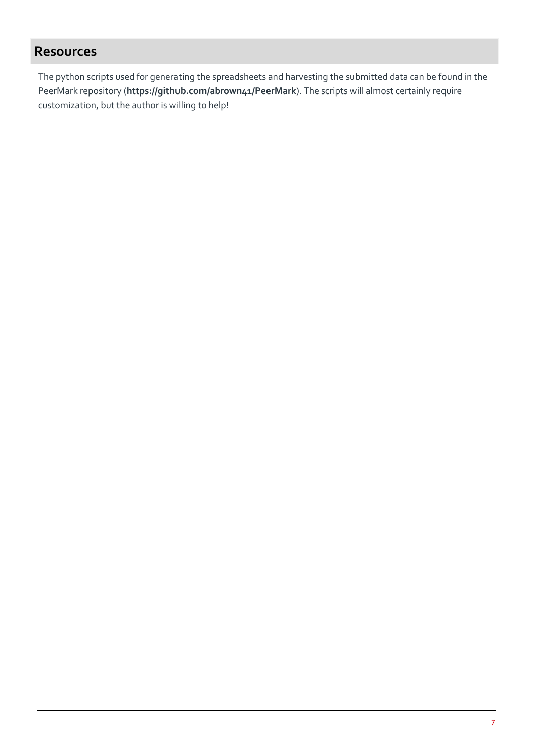## Resources

The python scripts used for generating the spreadsheets and harvesting the submitted data can be found in the PeerMark repository (**https://github.com/abrown41/PeerMark**). The scripts will almost certainly require customization, but the author is willing to help!